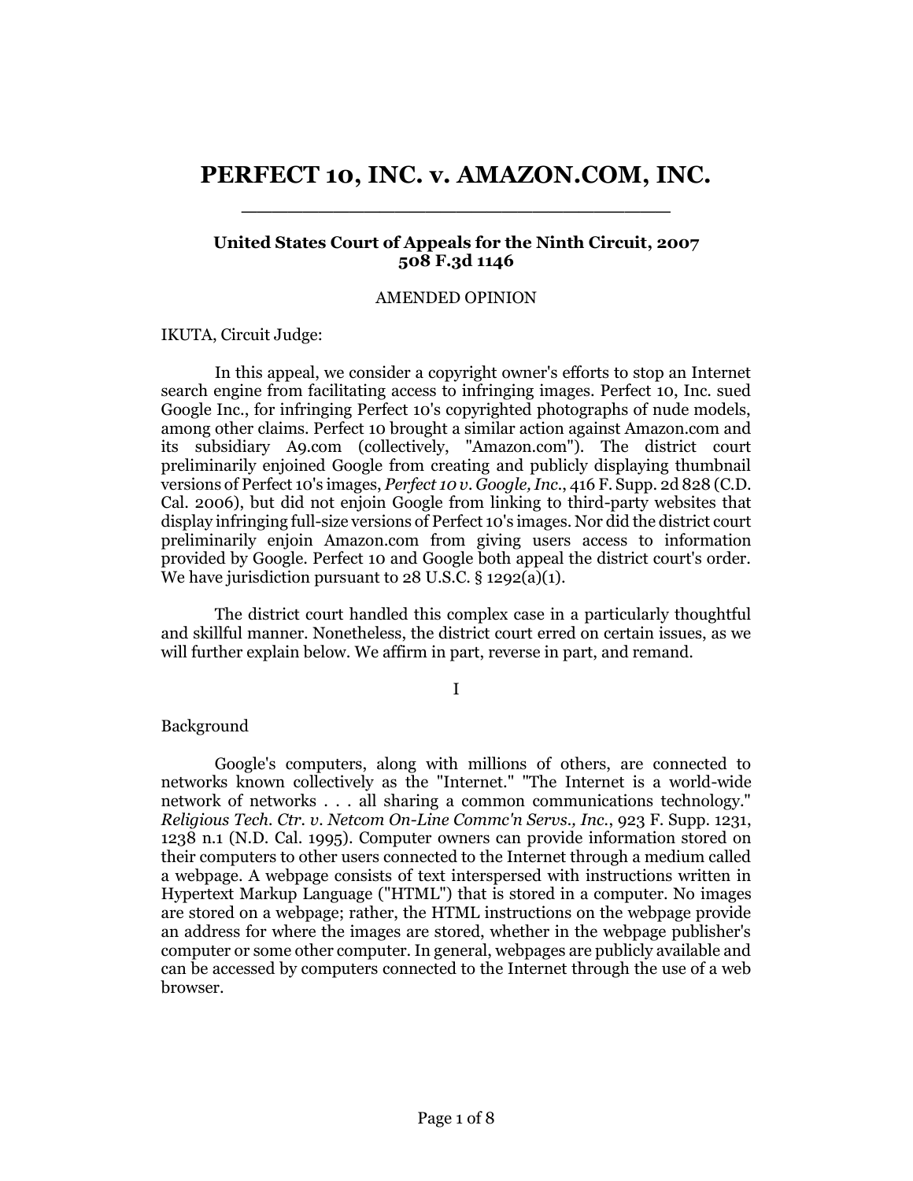# PERFECT 10, INC. v. AMAZON.COM, INC.

**United States Court of Appeals for the Ninth Circuit, 2007**
**508 F.3d 1146**

AMENDED OPINION

IKUTA, Circuit Judge:

In this appeal, we consider a copyright owner's efforts to stop an Internet search engine from facilitating access to infringing images. Perfect 10, Inc. sued Google Inc., for infringing Perfect 10's copyrighted photographs of nude models, among other claims. Perfect 10 brought a similar action against Amazon.com and its subsidiary A9.com (collectively, "Amazon.com"). The district court preliminarily enjoined Google from creating and publicly displaying thumbnail versions of Perfect 10's images, *Perfect 10 v. Google, Inc.*, 416 F. Supp. 2d 828 (C.D. Cal. 2006), but did not enjoin Google from linking to third-party websites that display infringing full-size versions of Perfect 10's images. Nor did the district court preliminarily enjoin Amazon.com from giving users access to information provided by Google. Perfect 10 and Google both appeal the district court's order. We have jurisdiction pursuant to 28 U.S.C. § 1292(a)(1).

The district court handled this complex case in a particularly thoughtful and skillful manner. Nonetheless, the district court erred on certain issues, as we will further explain below. We affirm in part, reverse in part, and remand.

I

Background

Google's computers, along with millions of others, are connected to networks known collectively as the "Internet." "The Internet is a world-wide network of networks . . . all sharing a common communications technology." *Religious Tech. Ctr. v. Netcom On-Line Commc'n Servs., Inc.*, 923 F. Supp. 1231, 1238 n.1 (N.D. Cal. 1995). Computer owners can provide information stored on their computers to other users connected to the Internet through a medium called a webpage. A webpage consists of text interspersed with instructions written in Hypertext Markup Language ("HTML") that is stored in a computer. No images are stored on a webpage; rather, the HTML instructions on the webpage provide an address for where the images are stored, whether in the webpage publisher's computer or some other computer. In general, webpages are publicly available and can be accessed by computers connected to the Internet through the use of a web browser.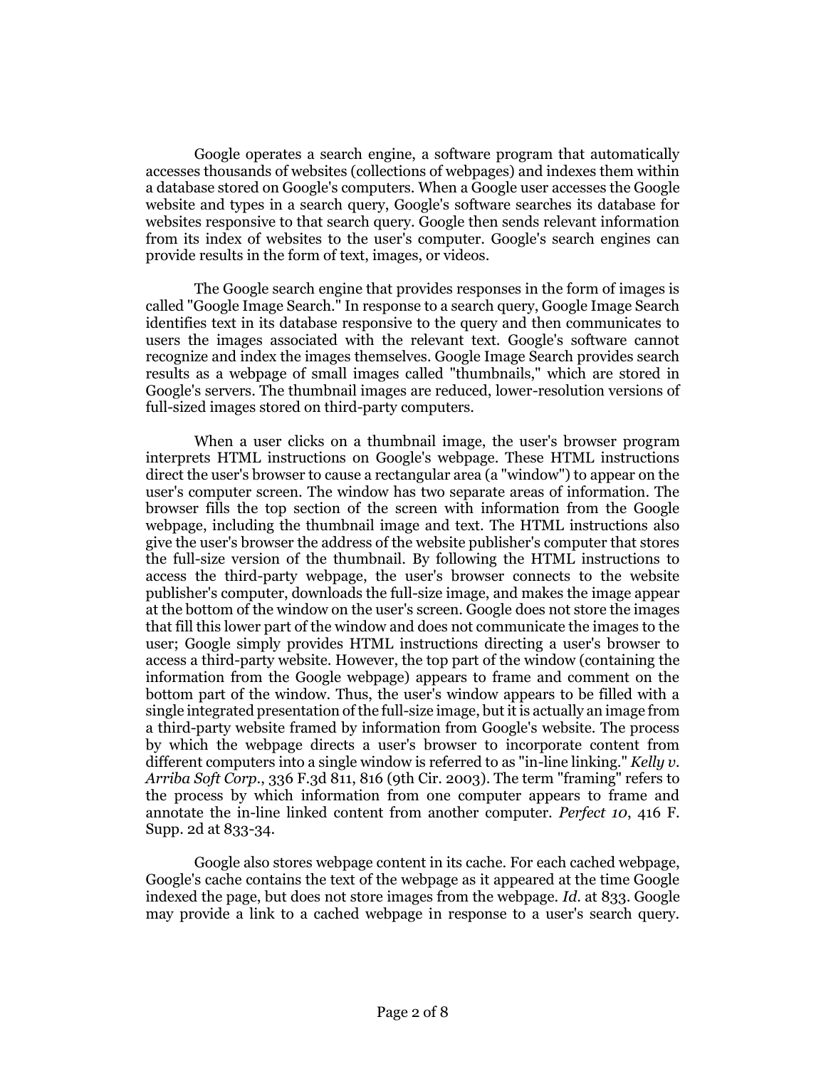Google operates a search engine, a software program that automatically accesses thousands of websites (collections of webpages) and indexes them within a database stored on Google's computers. When a Google user accesses the Google website and types in a search query, Google's software searches its database for websites responsive to that search query. Google then sends relevant information from its index of websites to the user's computer. Google's search engines can provide results in the form of text, images, or videos.

The Google search engine that provides responses in the form of images is called "Google Image Search." In response to a search query, Google Image Search identifies text in its database responsive to the query and then communicates to users the images associated with the relevant text. Google's software cannot recognize and index the images themselves. Google Image Search provides search results as a webpage of small images called "thumbnails," which are stored in Google's servers. The thumbnail images are reduced, lower-resolution versions of full-sized images stored on third-party computers.

When a user clicks on a thumbnail image, the user's browser program interprets HTML instructions on Google's webpage. These HTML instructions direct the user's browser to cause a rectangular area (a "window") to appear on the user's computer screen. The window has two separate areas of information. The browser fills the top section of the screen with information from the Google webpage, including the thumbnail image and text. The HTML instructions also give the user's browser the address of the website publisher's computer that stores the full-size version of the thumbnail. By following the HTML instructions to access the third-party webpage, the user's browser connects to the website publisher's computer, downloads the full-size image, and makes the image appear at the bottom of the window on the user's screen. Google does not store the images that fill this lower part of the window and does not communicate the images to the user; Google simply provides HTML instructions directing a user's browser to access a third-party website. However, the top part of the window (containing the information from the Google webpage) appears to frame and comment on the bottom part of the window. Thus, the user's window appears to be filled with a single integrated presentation of the full-size image, but it is actually an image from a third-party website framed by information from Google's website. The process by which the webpage directs a user's browser to incorporate content from different computers into a single window is referred to as "in-line linking." *Kelly v. Arriba Soft Corp.*, 336 F.3d 811, 816 (9th Cir. 2003). The term "framing" refers to the process by which information from one computer appears to frame and annotate the in-line linked content from another computer. *Perfect 10*, 416 F. Supp. 2d at 833-34.

Google also stores webpage content in its cache. For each cached webpage, Google's cache contains the text of the webpage as it appeared at the time Google indexed the page, but does not store images from the webpage. *Id.* at 833. Google may provide a link to a cached webpage in response to a user's search query.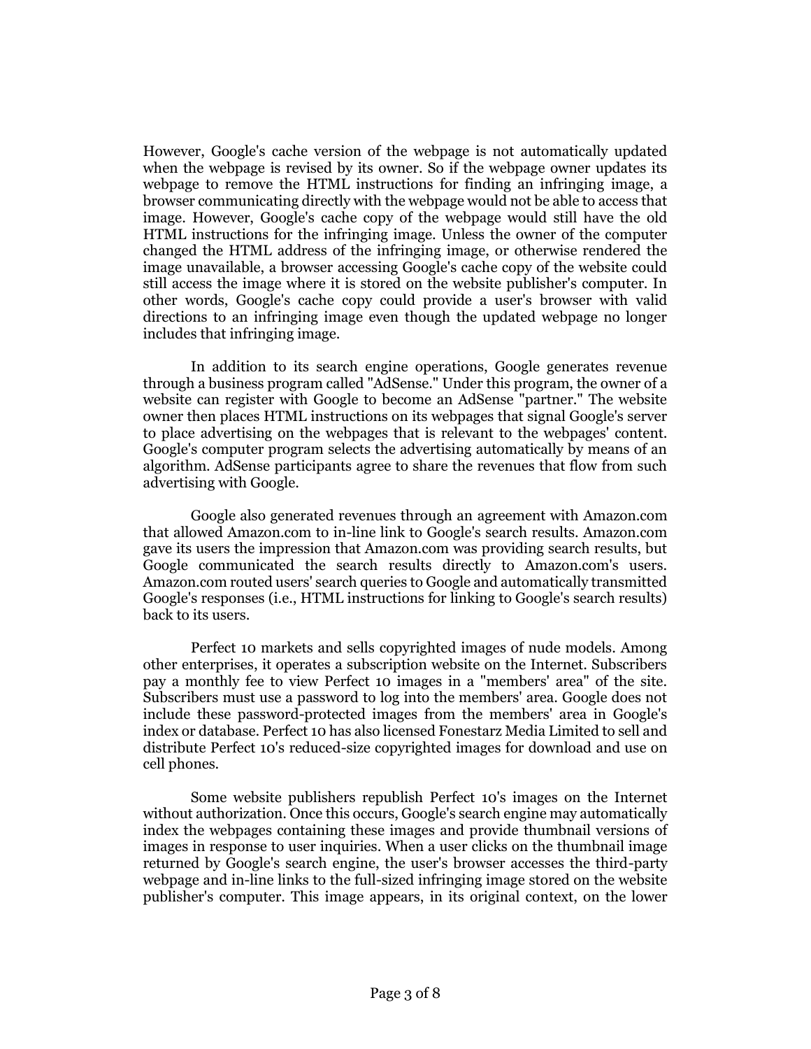However, Google's cache version of the webpage is not automatically updated when the webpage is revised by its owner. So if the webpage owner updates its webpage to remove the HTML instructions for finding an infringing image, a browser communicating directly with the webpage would not be able to access that image. However, Google's cache copy of the webpage would still have the old HTML instructions for the infringing image. Unless the owner of the computer changed the HTML address of the infringing image, or otherwise rendered the image unavailable, a browser accessing Google's cache copy of the website could still access the image where it is stored on the website publisher's computer. In other words, Google's cache copy could provide a user's browser with valid directions to an infringing image even though the updated webpage no longer includes that infringing image.

In addition to its search engine operations, Google generates revenue through a business program called "AdSense." Under this program, the owner of a website can register with Google to become an AdSense "partner." The website owner then places HTML instructions on its webpages that signal Google's server to place advertising on the webpages that is relevant to the webpages' content. Google's computer program selects the advertising automatically by means of an algorithm. AdSense participants agree to share the revenues that flow from such advertising with Google.

Google also generated revenues through an agreement with Amazon.com that allowed Amazon.com to in-line link to Google's search results. Amazon.com gave its users the impression that Amazon.com was providing search results, but Google communicated the search results directly to Amazon.com's users. Amazon.com routed users' search queries to Google and automatically transmitted Google's responses (i.e., HTML instructions for linking to Google's search results) back to its users.

Perfect 10 markets and sells copyrighted images of nude models. Among other enterprises, it operates a subscription website on the Internet. Subscribers pay a monthly fee to view Perfect 10 images in a "members' area" of the site. Subscribers must use a password to log into the members' area. Google does not include these password-protected images from the members' area in Google's index or database. Perfect 10 has also licensed Fonestarz Media Limited to sell and distribute Perfect 10's reduced-size copyrighted images for download and use on cell phones.

Some website publishers republish Perfect 10's images on the Internet without authorization. Once this occurs, Google's search engine may automatically index the webpages containing these images and provide thumbnail versions of images in response to user inquiries. When a user clicks on the thumbnail image returned by Google's search engine, the user's browser accesses the third-party webpage and in-line links to the full-sized infringing image stored on the website publisher's computer. This image appears, in its original context, on the lower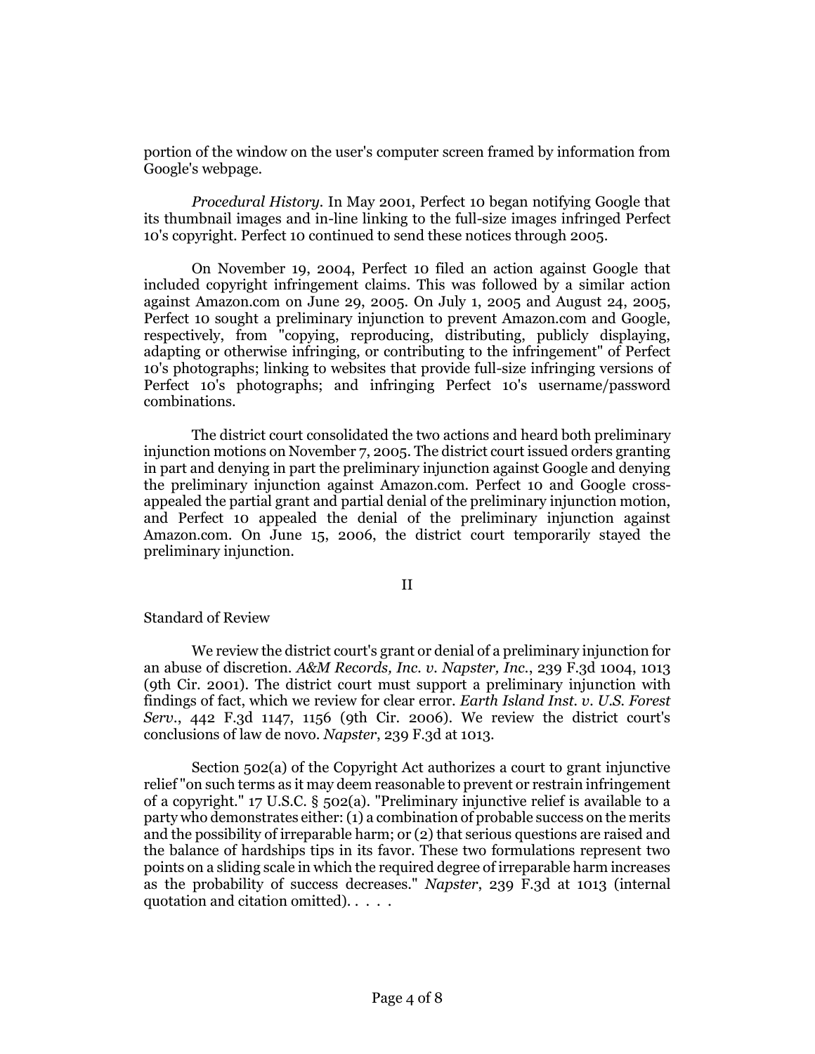portion of the window on the user's computer screen framed by information from Google's webpage.

*Procedural History.* In May 2001, Perfect 10 began notifying Google that its thumbnail images and in-line linking to the full-size images infringed Perfect 10's copyright. Perfect 10 continued to send these notices through 2005.

On November 19, 2004, Perfect 10 filed an action against Google that included copyright infringement claims. This was followed by a similar action against Amazon.com on June 29, 2005. On July 1, 2005 and August 24, 2005, Perfect 10 sought a preliminary injunction to prevent Amazon.com and Google, respectively, from "copying, reproducing, distributing, publicly displaying, adapting or otherwise infringing, or contributing to the infringement" of Perfect 10's photographs; linking to websites that provide full-size infringing versions of Perfect 10's photographs; and infringing Perfect 10's username/password combinations.

The district court consolidated the two actions and heard both preliminary injunction motions on November 7, 2005. The district court issued orders granting in part and denying in part the preliminary injunction against Google and denying the preliminary injunction against Amazon.com. Perfect 10 and Google cross-appealed the partial grant and partial denial of the preliminary injunction motion, and Perfect 10 appealed the denial of the preliminary injunction against Amazon.com. On June 15, 2006, the district court temporarily stayed the preliminary injunction.

## II

Standard of Review

We review the district court's grant or denial of a preliminary injunction for an abuse of discretion. *A&M Records, Inc. v. Napster, Inc.*, 239 F.3d 1004, 1013 (9th Cir. 2001). The district court must support a preliminary injunction with findings of fact, which we review for clear error. *Earth Island Inst. v. U.S. Forest Serv.*, 442 F.3d 1147, 1156 (9th Cir. 2006). We review the district court's conclusions of law de novo. *Napster*, 239 F.3d at 1013.

Section 502(a) of the Copyright Act authorizes a court to grant injunctive relief "on such terms as it may deem reasonable to prevent or restrain infringement of a copyright." 17 U.S.C. § 502(a). "Preliminary injunctive relief is available to a party who demonstrates either: (1) a combination of probable success on the merits and the possibility of irreparable harm; or (2) that serious questions are raised and the balance of hardships tips in its favor. These two formulations represent two points on a sliding scale in which the required degree of irreparable harm increases as the probability of success decreases." *Napster*, 239 F.3d at 1013 (internal quotation and citation omitted). . . . .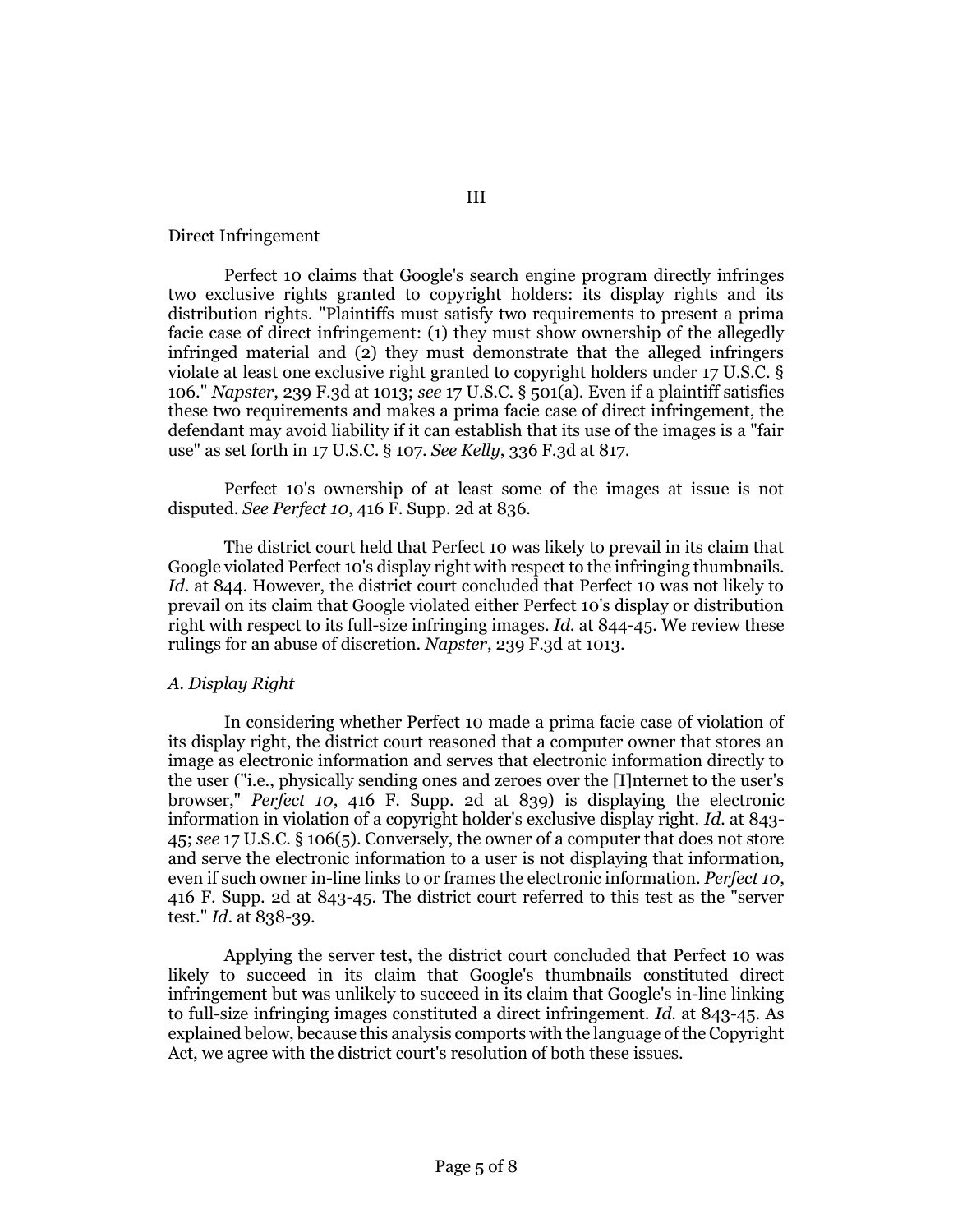III

Direct Infringement

Perfect 10 claims that Google's search engine program directly infringes two exclusive rights granted to copyright holders: its display rights and its distribution rights. "Plaintiffs must satisfy two requirements to present a prima facie case of direct infringement: (1) they must show ownership of the allegedly infringed material and (2) they must demonstrate that the alleged infringers violate at least one exclusive right granted to copyright holders under 17 U.S.C. § 106." *Napster*, 239 F.3d at 1013; *see* 17 U.S.C. § 501(a). Even if a plaintiff satisfies these two requirements and makes a prima facie case of direct infringement, the defendant may avoid liability if it can establish that its use of the images is a "fair use" as set forth in 17 U.S.C. § 107. *See Kelly*, 336 F.3d at 817.

Perfect 10's ownership of at least some of the images at issue is not disputed. *See Perfect 10*, 416 F. Supp. 2d at 836.

The district court held that Perfect 10 was likely to prevail in its claim that Google violated Perfect 10's display right with respect to the infringing thumbnails. *Id.* at 844. However, the district court concluded that Perfect 10 was not likely to prevail on its claim that Google violated either Perfect 10's display or distribution right with respect to its full-size infringing images. *Id.* at 844-45. We review these rulings for an abuse of discretion. *Napster*, 239 F.3d at 1013.

*A. Display Right*

In considering whether Perfect 10 made a prima facie case of violation of its display right, the district court reasoned that a computer owner that stores an image as electronic information and serves that electronic information directly to the user ("i.e., physically sending ones and zeroes over the [I]nternet to the user's browser," *Perfect 10*, 416 F. Supp. 2d at 839) is displaying the electronic information in violation of a copyright holder's exclusive display right. *Id.* at 843-45; *see* 17 U.S.C. § 106(5). Conversely, the owner of a computer that does not store and serve the electronic information to a user is not displaying that information, even if such owner in-line links to or frames the electronic information. *Perfect 10*, 416 F. Supp. 2d at 843-45. The district court referred to this test as the "server test." *Id.* at 838-39.

Applying the server test, the district court concluded that Perfect 10 was likely to succeed in its claim that Google's thumbnails constituted direct infringement but was unlikely to succeed in its claim that Google's in-line linking to full-size infringing images constituted a direct infringement. *Id.* at 843-45. As explained below, because this analysis comports with the language of the Copyright Act, we agree with the district court's resolution of both these issues.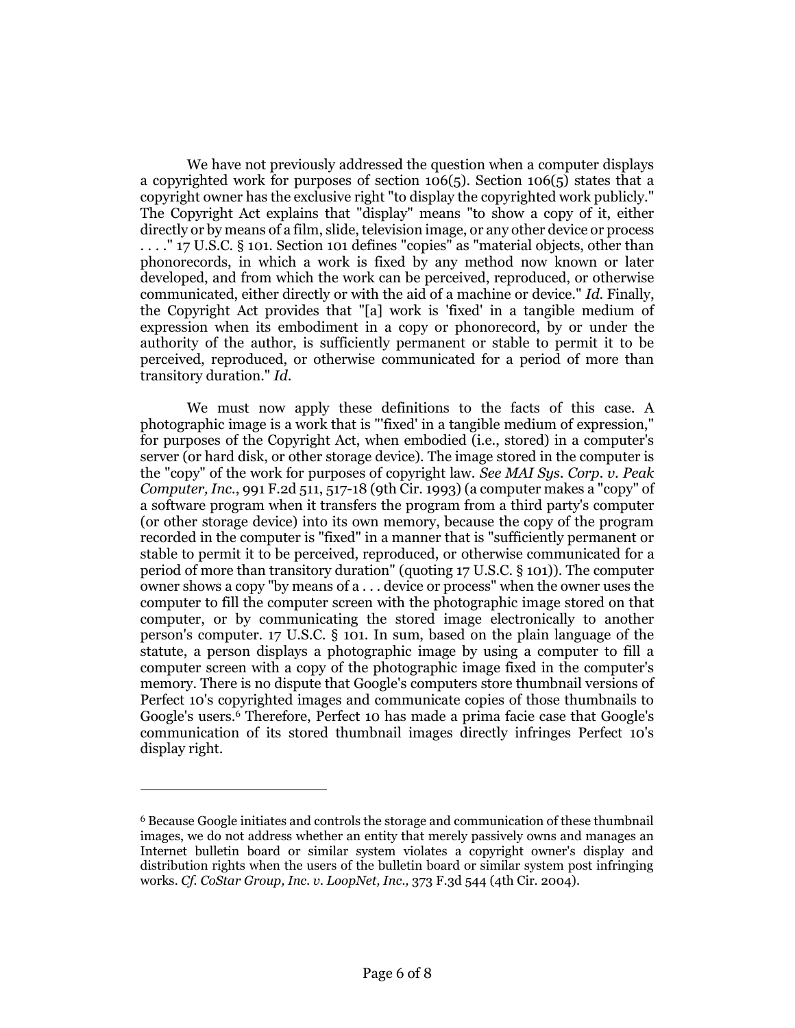We have not previously addressed the question when a computer displays a copyrighted work for purposes of section 106(5). Section 106(5) states that a copyright owner has the exclusive right "to display the copyrighted work publicly." The Copyright Act explains that "display" means "to show a copy of it, either directly or by means of a film, slide, television image, or any other device or process . . . ." 17 U.S.C. § 101. Section 101 defines "copies" as "material objects, other than phonorecords, in which a work is fixed by any method now known or later developed, and from which the work can be perceived, reproduced, or otherwise communicated, either directly or with the aid of a machine or device." *Id.* Finally, the Copyright Act provides that "[a] work is 'fixed' in a tangible medium of expression when its embodiment in a copy or phonorecord, by or under the authority of the author, is sufficiently permanent or stable to permit it to be perceived, reproduced, or otherwise communicated for a period of more than transitory duration." *Id.*

We must now apply these definitions to the facts of this case. A photographic image is a work that is "'fixed' in a tangible medium of expression," for purposes of the Copyright Act, when embodied (i.e., stored) in a computer's server (or hard disk, or other storage device). The image stored in the computer is the "copy" of the work for purposes of copyright law. *See MAI Sys. Corp. v. Peak Computer, Inc.*, 991 F.2d 511, 517-18 (9th Cir. 1993) (a computer makes a "copy" of a software program when it transfers the program from a third party's computer (or other storage device) into its own memory, because the copy of the program recorded in the computer is "fixed" in a manner that is "sufficiently permanent or stable to permit it to be perceived, reproduced, or otherwise communicated for a period of more than transitory duration" (quoting 17 U.S.C. § 101)). The computer owner shows a copy "by means of a . . . device or process" when the owner uses the computer to fill the computer screen with the photographic image stored on that computer, or by communicating the stored image electronically to another person's computer. 17 U.S.C. § 101. In sum, based on the plain language of the statute, a person displays a photographic image by using a computer to fill a computer screen with a copy of the photographic image fixed in the computer's memory. There is no dispute that Google's computers store thumbnail versions of Perfect 10's copyrighted images and communicate copies of those thumbnails to Google's users.[6] Therefore, Perfect 10 has made a prima facie case that Google's communication of its stored thumbnail images directly infringes Perfect 10's display right.

---

[6] Because Google initiates and controls the storage and communication of these thumbnail images, we do not address whether an entity that merely passively owns and manages an Internet bulletin board or similar system violates a copyright owner's display and distribution rights when the users of the bulletin board or similar system post infringing works. *Cf. CoStar Group, Inc. v. LoopNet, Inc.,* 373 F.3d 544 (4th Cir. 2004).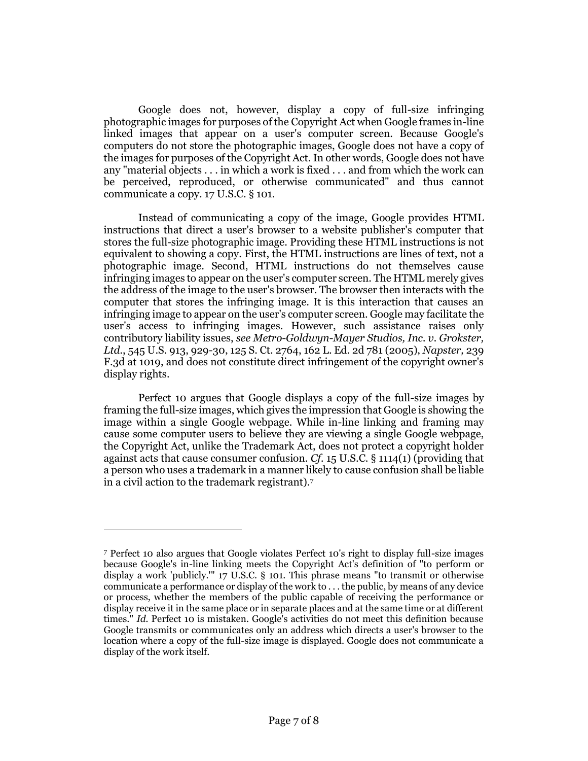Google does not, however, display a copy of full-size infringing photographic images for purposes of the Copyright Act when Google frames in-line linked images that appear on a user's computer screen. Because Google's computers do not store the photographic images, Google does not have a copy of the images for purposes of the Copyright Act. In other words, Google does not have any "material objects . . . in which a work is fixed . . . and from which the work can be perceived, reproduced, or otherwise communicated" and thus cannot communicate a copy. 17 U.S.C. § 101.

Instead of communicating a copy of the image, Google provides HTML instructions that direct a user's browser to a website publisher's computer that stores the full-size photographic image. Providing these HTML instructions is not equivalent to showing a copy. First, the HTML instructions are lines of text, not a photographic image. Second, HTML instructions do not themselves cause infringing images to appear on the user's computer screen. The HTML merely gives the address of the image to the user's browser. The browser then interacts with the computer that stores the infringing image. It is this interaction that causes an infringing image to appear on the user's computer screen. Google may facilitate the user's access to infringing images. However, such assistance raises only contributory liability issues, *see Metro-Goldwyn-Mayer Studios, Inc. v. Grokster, Ltd.*, 545 U.S. 913, 929-30, 125 S. Ct. 2764, 162 L. Ed. 2d 781 (2005), *Napster,* 239 F.3d at 1019, and does not constitute direct infringement of the copyright owner's display rights.

Perfect 10 argues that Google displays a copy of the full-size images by framing the full-size images, which gives the impression that Google is showing the image within a single Google webpage. While in-line linking and framing may cause some computer users to believe they are viewing a single Google webpage, the Copyright Act, unlike the Trademark Act, does not protect a copyright holder against acts that cause consumer confusion. *Cf.* 15 U.S.C. § 1114(1) (providing that a person who uses a trademark in a manner likely to cause confusion shall be liable in a civil action to the trademark registrant).[7]

---

[7] Perfect 10 also argues that Google violates Perfect 10's right to display full-size images because Google's in-line linking meets the Copyright Act's definition of "to perform or display a work 'publicly.'" 17 U.S.C. § 101. This phrase means "to transmit or otherwise communicate a performance or display of the work to . . . the public, by means of any device or process, whether the members of the public capable of receiving the performance or display receive it in the same place or in separate places and at the same time or at different times." *Id.* Perfect 10 is mistaken. Google's activities do not meet this definition because Google transmits or communicates only an address which directs a user's browser to the location where a copy of the full-size image is displayed. Google does not communicate a display of the work itself.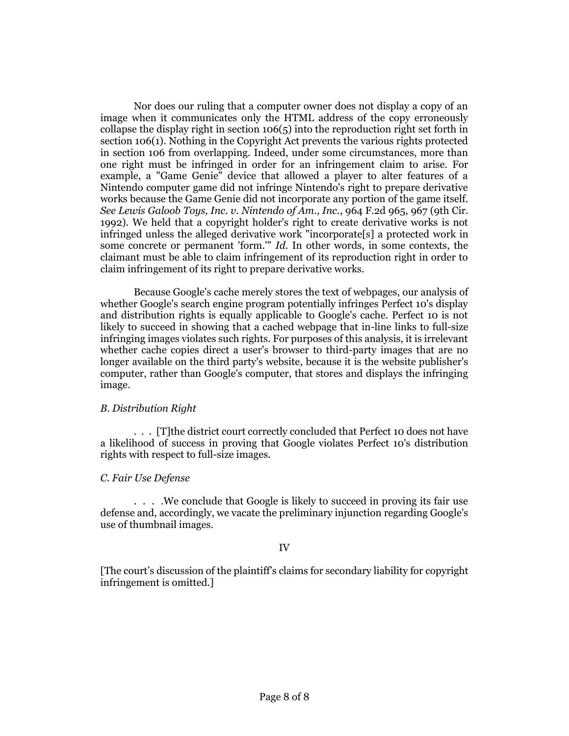Nor does our ruling that a computer owner does not display a copy of an image when it communicates only the HTML address of the copy erroneously collapse the display right in section 106(5) into the reproduction right set forth in section 106(1). Nothing in the Copyright Act prevents the various rights protected in section 106 from overlapping. Indeed, under some circumstances, more than one right must be infringed in order for an infringement claim to arise. For example, a "Game Genie" device that allowed a player to alter features of a Nintendo computer game did not infringe Nintendo's right to prepare derivative works because the Game Genie did not incorporate any portion of the game itself. *See Lewis Galoob Toys, Inc. v. Nintendo of Am., Inc.*, 964 F.2d 965, 967 (9th Cir. 1992). We held that a copyright holder's right to create derivative works is not infringed unless the alleged derivative work "incorporate[s] a protected work in some concrete or permanent 'form.'" *Id.* In other words, in some contexts, the claimant must be able to claim infringement of its reproduction right in order to claim infringement of its right to prepare derivative works.

Because Google's cache merely stores the text of webpages, our analysis of whether Google's search engine program potentially infringes Perfect 10's display and distribution rights is equally applicable to Google's cache. Perfect 10 is not likely to succeed in showing that a cached webpage that in-line links to full-size infringing images violates such rights. For purposes of this analysis, it is irrelevant whether cache copies direct a user's browser to third-party images that are no longer available on the third party's website, because it is the website publisher's computer, rather than Google's computer, that stores and displays the infringing image.

*B. Distribution Right*

. . . [T]the district court correctly concluded that Perfect 10 does not have a likelihood of success in proving that Google violates Perfect 10's distribution rights with respect to full-size images.

*C. Fair Use Defense*

. . . .We conclude that Google is likely to succeed in proving its fair use defense and, accordingly, we vacate the preliminary injunction regarding Google's use of thumbnail images.

IV

[The court's discussion of the plaintiff's claims for secondary liability for copyright infringement is omitted.]